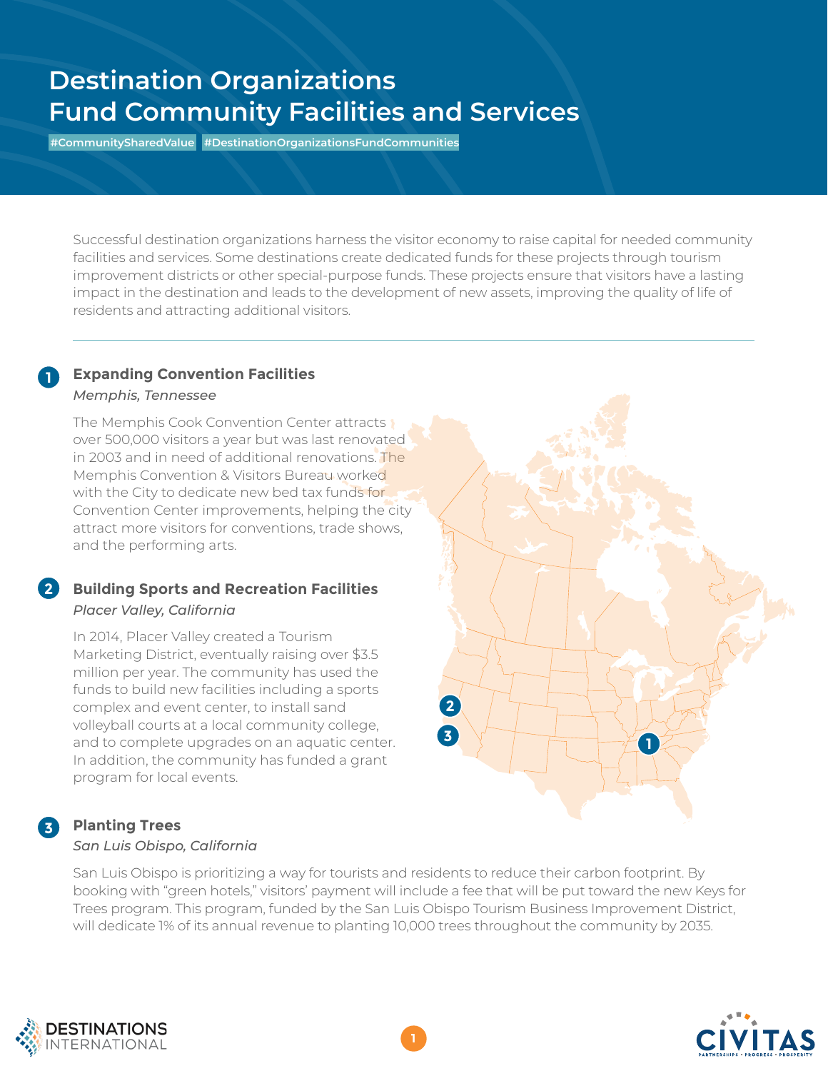# Destination Organizations Fund Community Facilities and Services

#CommunitySharedValue #DestinationOrganizationsFundCommunities

Successful destination organizations harness the visitor economy to raise capital for needed community facilities and services. Some destinations create dedicated funds for these projects through tourism improvement districts or other special-purpose funds. These projects ensure that visitors have a lasting impact in the destination and leads to the development of new assets, improving the quality of life of residents and attracting additional visitors.

---

## 1 Expanding Convention Facilities

*Memphis, Tennessee*

The Memphis Cook Convention Center attracts over 500,000 visitors a year but was last renovated in 2003 and in need of additional renovations. The Memphis Convention & Visitors Bureau worked with the City to dedicate new bed tax funds for Convention Center improvements, helping the city attract more visitors for conventions, trade shows, and the performing arts.

## 2 Building Sports and Recreation Facilities

*Placer Valley, California*

In 2014, Placer Valley created a Tourism Marketing District, eventually raising over $3.5 million per year. The community has used the funds to build new facilities including a sports complex and event center, to install sand volleyball courts at a local community college, and to complete upgrades on an aquatic center. In addition, the community has funded a grant program for local events.

## 3 Planting Trees

*San Luis Obispo, California*

San Luis Obispo is prioritizing a way for tourists and residents to reduce their carbon footprint. By booking with "green hotels," visitors' payment will include a fee that will be put toward the new Keys for Trees program. This program, funded by the San Luis Obispo Tourism Business Improvement District, will dedicate 1% of its annual revenue to planting 10,000 trees throughout the community by 2035.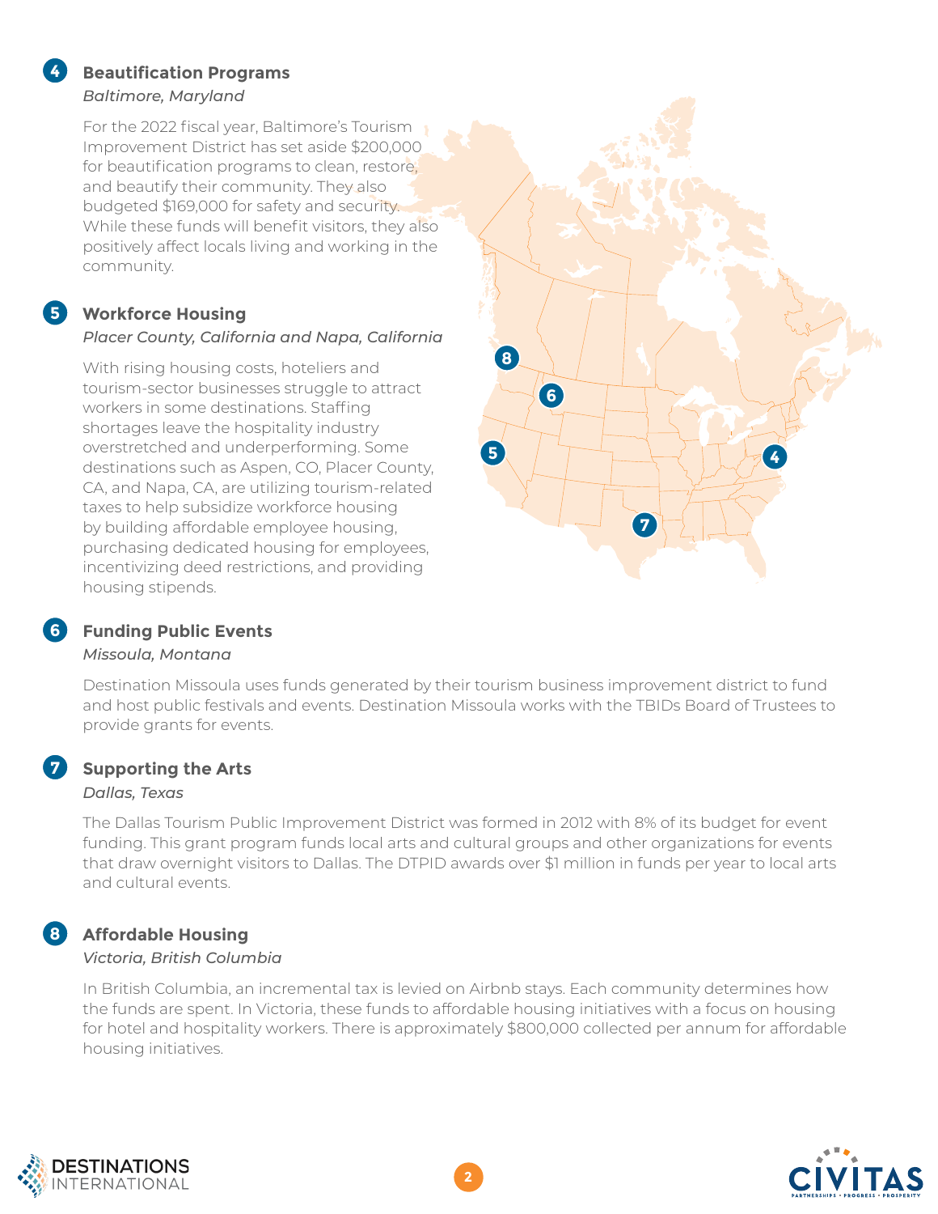### 4 Beautification Programs

*Baltimore, Maryland*

For the 2022 fiscal year, Baltimore's Tourism Improvement District has set aside $200,000 for beautification programs to clean, restore, and beautify their community. They also budgeted $169,000 for safety and security. While these funds will benefit visitors, they also positively affect locals living and working in the community.

### 5 Workforce Housing

*Placer County, California and Napa, California*

With rising housing costs, hoteliers and tourism-sector businesses struggle to attract workers in some destinations. Staffing shortages leave the hospitality industry overstretched and underperforming. Some destinations such as Aspen, CO, Placer County, CA, and Napa, CA, are utilizing tourism-related taxes to help subsidize workforce housing by building affordable employee housing, purchasing dedicated housing for employees, incentivizing deed restrictions, and providing housing stipends.

### 6 Funding Public Events

*Missoula, Montana*

Destination Missoula uses funds generated by their tourism business improvement district to fund and host public festivals and events. Destination Missoula works with the TBIDs Board of Trustees to provide grants for events.

### 7 Supporting the Arts

*Dallas, Texas*

The Dallas Tourism Public Improvement District was formed in 2012 with 8% of its budget for event funding. This grant program funds local arts and cultural groups and other organizations for events that draw overnight visitors to Dallas. The DTPID awards over $1 million in funds per year to local arts and cultural events.

### 8 Affordable Housing

*Victoria, British Columbia*

In British Columbia, an incremental tax is levied on Airbnb stays. Each community determines how the funds are spent. In Victoria, these funds to affordable housing initiatives with a focus on housing for hotel and hospitality workers. There is approximately $800,000 collected per annum for affordable housing initiatives.